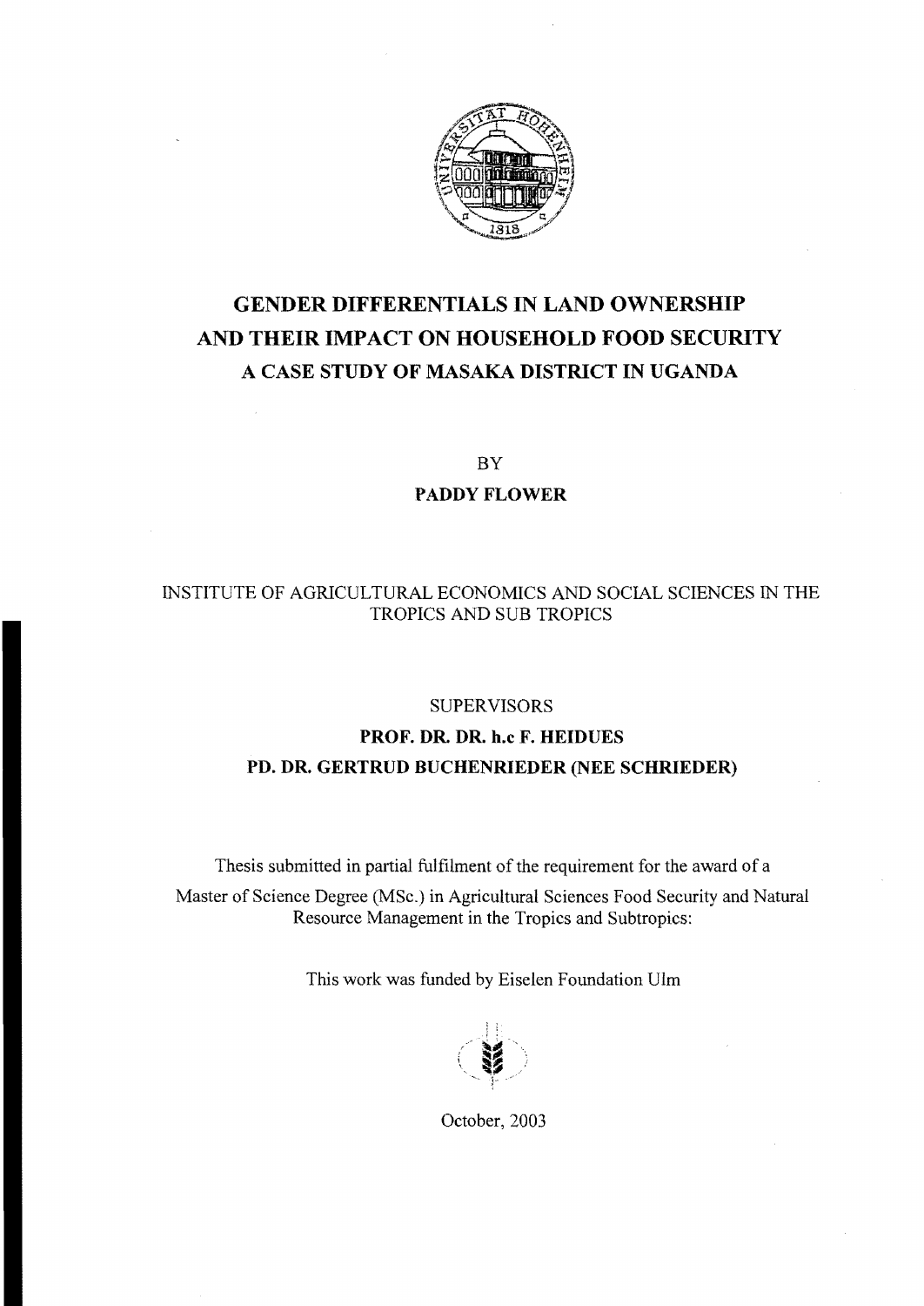# GENDER DIFFERENTIALS IN LAND OWNERSHIP AND THEIR IMPACT ON HOUSEHOLD FOOD SECURITY

## A CASE STUDY OF MASAKA DISTRICT IN UGANDA

BY

**PADDY FLOWER**

INSTITUTE OF AGRICULTURAL ECONOMICS AND SOCIAL SCIENCES IN THE TROPICS AND SUB TROPICS

SUPERVISORS

**PROF. DR. DR. h.c F. HEIDUES**

**PD. DR. GERTRUD BUCHENRIEDER (NEE SCHRIEDER)**

Thesis submitted in partial fulfilment of the requirement for the award of a Master of Science Degree (MSc.) in Agricultural Sciences Food Security and Natural Resource Management in the Tropics and Subtropics:

This work was funded by Eiselen Foundation Ulm

October, 2003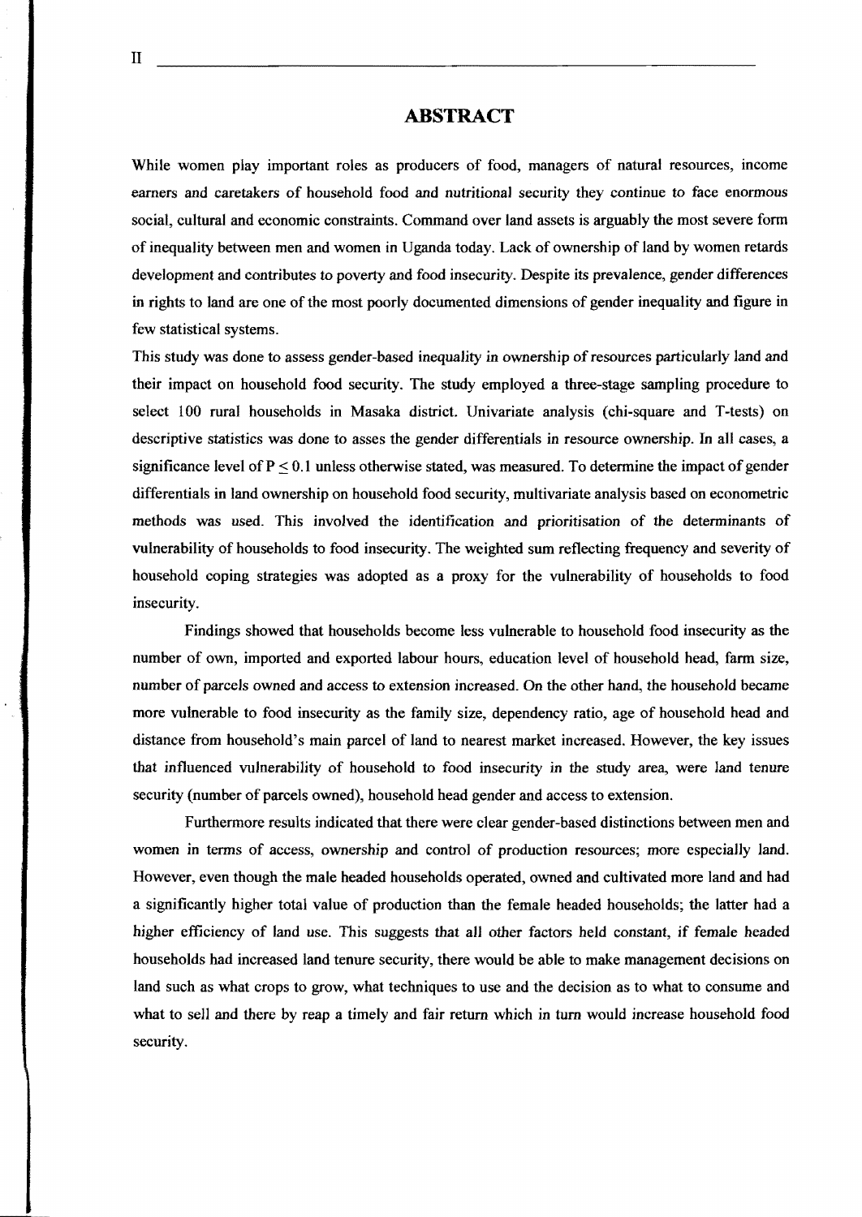# ABSTRACT

While women play important roles as producers of food, managers of natural resources, income earners and caretakers of household food and nutritional security they continue to face enormous social, cultural and economic constraints. Command over land assets is arguably the most severe form of inequality between men and women in Uganda today. Lack of ownership of land by women retards development and contributes to poverty and food insecurity. Despite its prevalence, gender differences in rights to land are one of the most poorly documented dimensions of gender inequality and figure in few statistical systems.

This study was done to assess gender-based inequality in ownership of resources particularly land and their impact on household food security. The study employed a three-stage sampling procedure to select 100 rural households in Masaka district. Univariate analysis (chi-square and T-tests) on descriptive statistics was done to asses the gender differentials in resource ownership. In all cases, a significance level of $P \leq 0.1$ unless otherwise stated, was measured. To determine the impact of gender differentials in land ownership on household food security, multivariate analysis based on econometric methods was used. This involved the identification and prioritisation of the determinants of vulnerability of households to food insecurity. The weighted sum reflecting frequency and severity of household coping strategies was adopted as a proxy for the vulnerability of households to food insecurity.

Findings showed that households become less vulnerable to household food insecurity as the number of own, imported and exported labour hours, education level of household head, farm size, number of parcels owned and access to extension increased. On the other hand, the household became more vulnerable to food insecurity as the family size, dependency ratio, age of household head and distance from household's main parcel of land to nearest market increased. However, the key issues that influenced vulnerability of household to food insecurity in the study area, were land tenure security (number of parcels owned), household head gender and access to extension.

Furthermore results indicated that there were clear gender-based distinctions between men and women in terms of access, ownership and control of production resources; more especially land. However, even though the male headed households operated, owned and cultivated more land and had a significantly higher total value of production than the female headed households; the latter had a higher efficiency of land use. This suggests that all other factors held constant, if female headed households had increased land tenure security, there would be able to make management decisions on land such as what crops to grow, what techniques to use and the decision as to what to consume and what to sell and there by reap a timely and fair return which in turn would increase household food security.